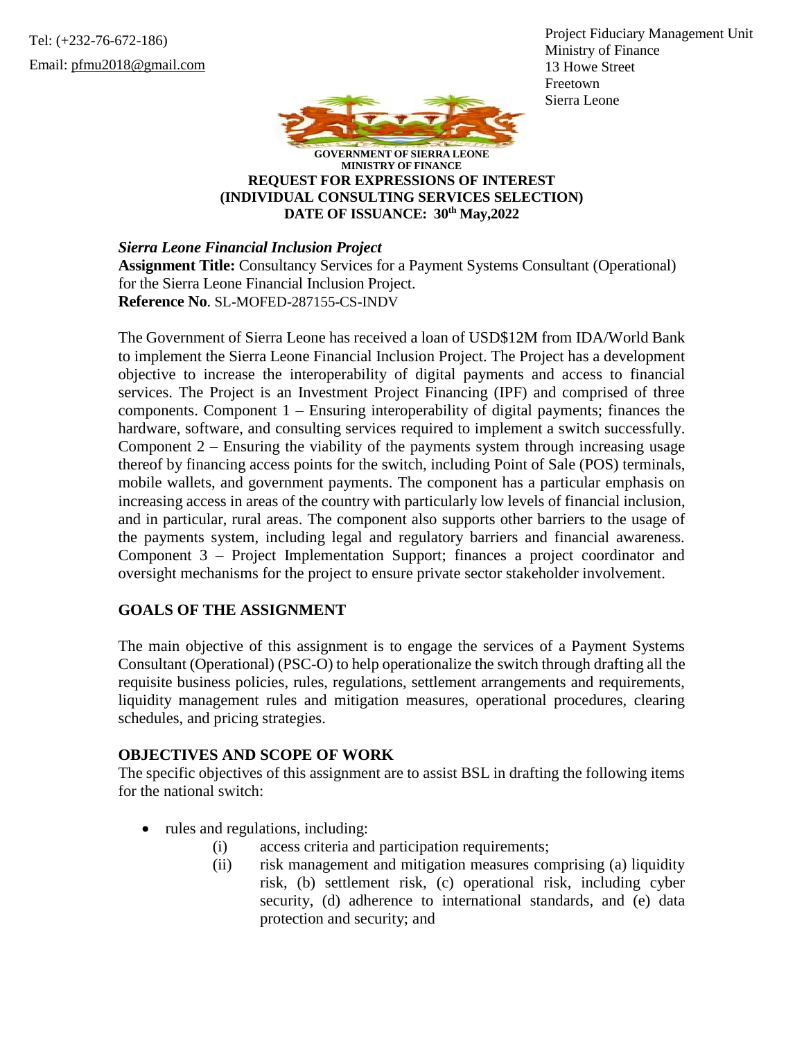Tel: (+232-76-672-186)
Email: pfmu2018@gmail.com

Project Fiduciary Management Unit
Ministry of Finance
13 Howe Street
Freetown
Sierra Leone

**GOVERNMENT OF SIERRA LEONE**
**MINISTRY OF FINANCE**

**REQUEST FOR EXPRESSIONS OF INTEREST**
**(INDIVIDUAL CONSULTING SERVICES SELECTION)**
**DATE OF ISSUANCE: 30th May,2022**

***Sierra Leone Financial Inclusion Project***

**Assignment Title:** Consultancy Services for a Payment Systems Consultant (Operational) for the Sierra Leone Financial Inclusion Project.

**Reference No**. SL-MOFED-287155-CS-INDV

The Government of Sierra Leone has received a loan of USD$12M from IDA/World Bank to implement the Sierra Leone Financial Inclusion Project. The Project has a development objective to increase the interoperability of digital payments and access to financial services. The Project is an Investment Project Financing (IPF) and comprised of three components. Component 1 – Ensuring interoperability of digital payments; finances the hardware, software, and consulting services required to implement a switch successfully. Component 2 – Ensuring the viability of the payments system through increasing usage thereof by financing access points for the switch, including Point of Sale (POS) terminals, mobile wallets, and government payments. The component has a particular emphasis on increasing access in areas of the country with particularly low levels of financial inclusion, and in particular, rural areas. The component also supports other barriers to the usage of the payments system, including legal and regulatory barriers and financial awareness. Component 3 – Project Implementation Support; finances a project coordinator and oversight mechanisms for the project to ensure private sector stakeholder involvement.

## GOALS OF THE ASSIGNMENT

The main objective of this assignment is to engage the services of a Payment Systems Consultant (Operational) (PSC-O) to help operationalize the switch through drafting all the requisite business policies, rules, regulations, settlement arrangements and requirements, liquidity management rules and mitigation measures, operational procedures, clearing schedules, and pricing strategies.

## OBJECTIVES AND SCOPE OF WORK

The specific objectives of this assignment are to assist BSL in drafting the following items for the national switch:

- rules and regulations, including:
  - (i) access criteria and participation requirements;
  - (ii) risk management and mitigation measures comprising (a) liquidity risk, (b) settlement risk, (c) operational risk, including cyber security, (d) adherence to international standards, and (e) data protection and security; and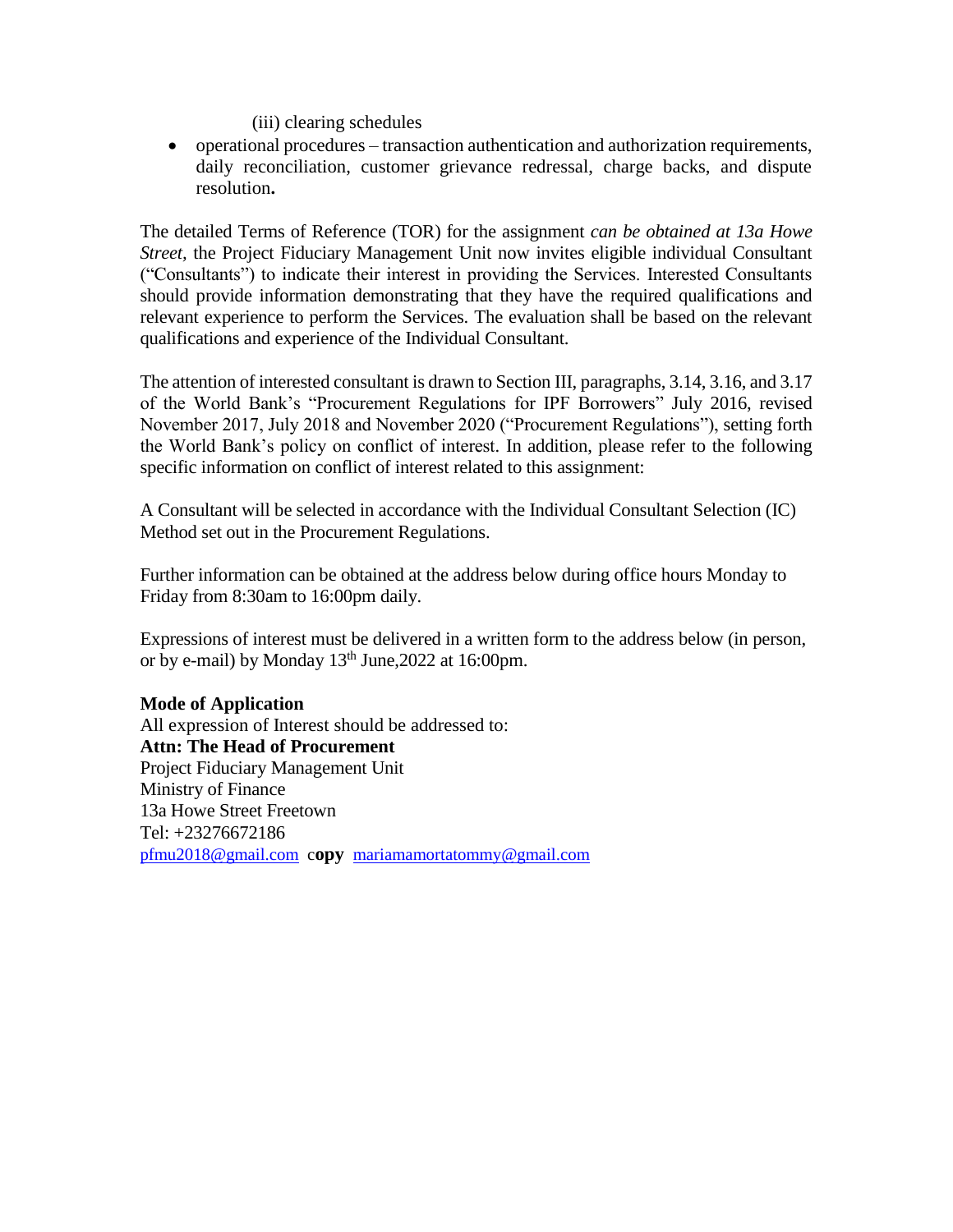(iii) clearing schedules

- operational procedures – transaction authentication and authorization requirements, daily reconciliation, customer grievance redressal, charge backs, and dispute resolution**.**

The detailed Terms of Reference (TOR) for the assignment *can be obtained at 13a Howe Street*, the Project Fiduciary Management Unit now invites eligible individual Consultant ("Consultants") to indicate their interest in providing the Services. Interested Consultants should provide information demonstrating that they have the required qualifications and relevant experience to perform the Services. The evaluation shall be based on the relevant qualifications and experience of the Individual Consultant.

The attention of interested consultant is drawn to Section III, paragraphs, 3.14, 3.16, and 3.17 of the World Bank's "Procurement Regulations for IPF Borrowers" July 2016, revised November 2017, July 2018 and November 2020 ("Procurement Regulations"), setting forth the World Bank's policy on conflict of interest. In addition, please refer to the following specific information on conflict of interest related to this assignment:

A Consultant will be selected in accordance with the Individual Consultant Selection (IC) Method set out in the Procurement Regulations.

Further information can be obtained at the address below during office hours Monday to Friday from 8:30am to 16:00pm daily.

Expressions of interest must be delivered in a written form to the address below (in person, or by e-mail) by Monday 13th June,2022 at 16:00pm.

**Mode of Application**

All expression of Interest should be addressed to:

**Attn: The Head of Procurement**

Project Fiduciary Management Unit

Ministry of Finance

13a Howe Street Freetown

Tel: +23276672186

pfmu2018@gmail.com c**opy** mariamamortatommy@gmail.com